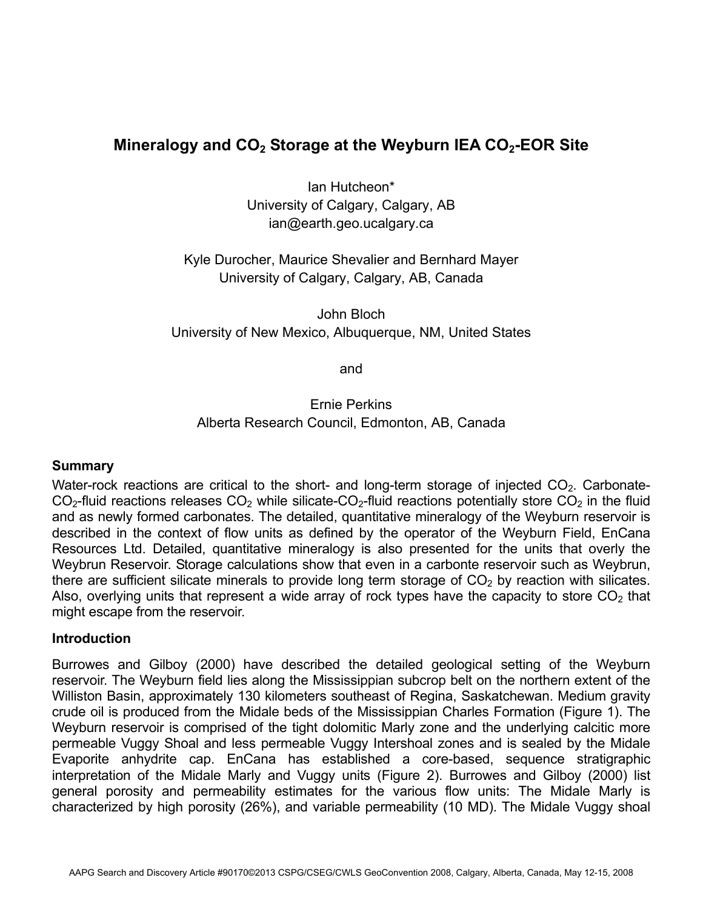# Mineralogy and $CO_2$ Storage at the Weyburn IEA $CO_2$-EOR Site

Ian Hutcheon*
University of Calgary, Calgary, AB
ian@earth.geo.ucalgary.ca

Kyle Durocher, Maurice Shevalier and Bernhard Mayer
University of Calgary, Calgary, AB, Canada

John Bloch
University of New Mexico, Albuquerque, NM, United States

and

Ernie Perkins
Alberta Research Council, Edmonton, AB, Canada

## Summary

Water-rock reactions are critical to the short- and long-term storage of injected $CO_2$. Carbonate-$CO_2$-fluid reactions releases $CO_2$ while silicate-$CO_2$-fluid reactions potentially store $CO_2$ in the fluid and as newly formed carbonates. The detailed, quantitative mineralogy of the Weyburn reservoir is described in the context of flow units as defined by the operator of the Weyburn Field, EnCana Resources Ltd. Detailed, quantitative mineralogy is also presented for the units that overly the Weybrun Reservoir. Storage calculations show that even in a carbonte reservoir such as Weybrun, there are sufficient silicate minerals to provide long term storage of $CO_2$ by reaction with silicates. Also, overlying units that represent a wide array of rock types have the capacity to store $CO_2$ that might escape from the reservoir.

## Introduction

Burrowes and Gilboy (2000) have described the detailed geological setting of the Weyburn reservoir. The Weyburn field lies along the Mississippian subcrop belt on the northern extent of the Williston Basin, approximately 130 kilometers southeast of Regina, Saskatchewan. Medium gravity crude oil is produced from the Midale beds of the Mississippian Charles Formation (Figure 1). The Weyburn reservoir is comprised of the tight dolomitic Marly zone and the underlying calcitic more permeable Vuggy Shoal and less permeable Vuggy Intershoal zones and is sealed by the Midale Evaporite anhydrite cap. EnCana has established a core-based, sequence stratigraphic interpretation of the Midale Marly and Vuggy units (Figure 2). Burrowes and Gilboy (2000) list general porosity and permeability estimates for the various flow units: The Midale Marly is characterized by high porosity (26%), and variable permeability (10 MD). The Midale Vuggy shoal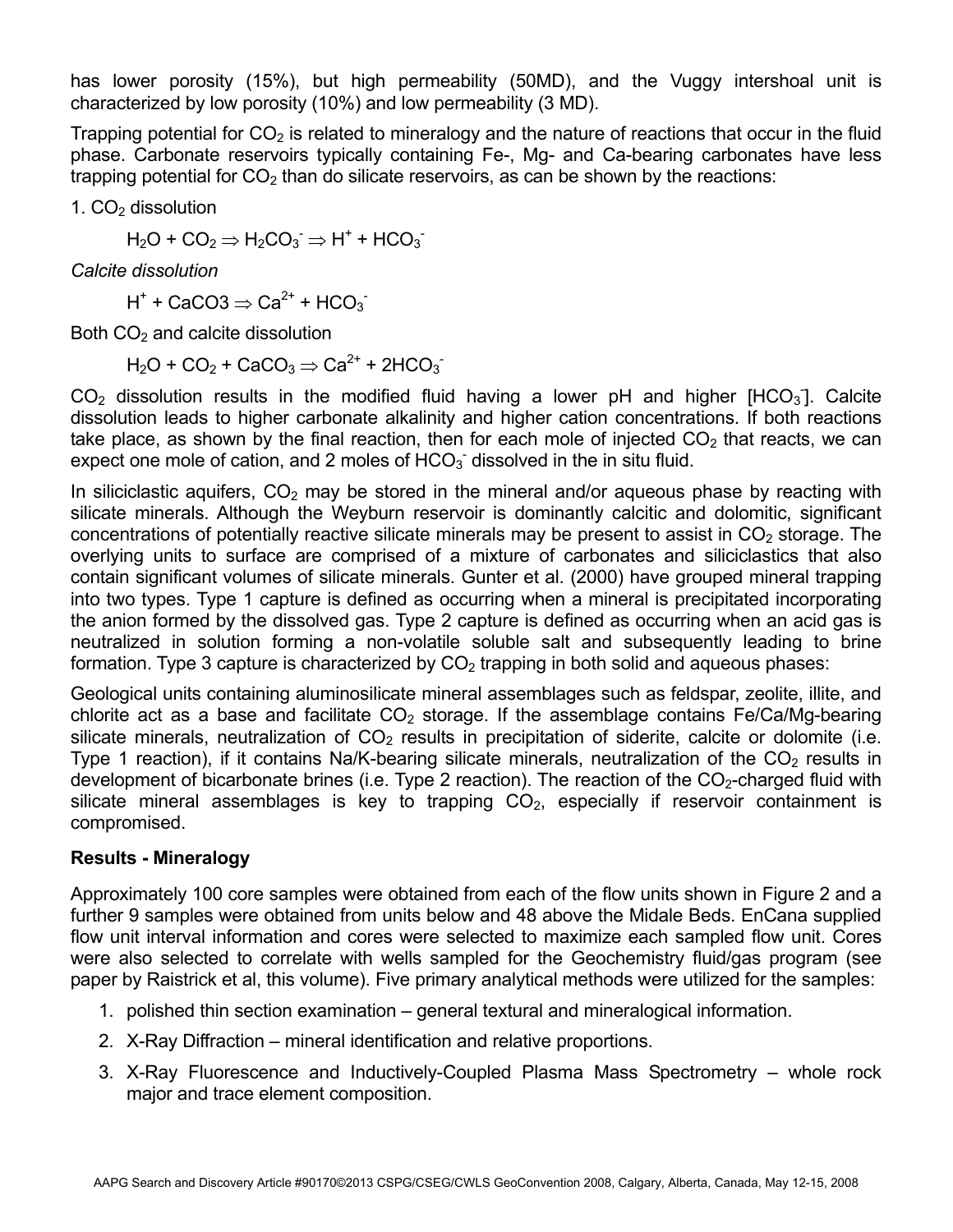has lower porosity (15%), but high permeability (50MD), and the Vuggy intershoal unit is characterized by low porosity (10%) and low permeability (3 MD).

Trapping potential for $CO_2$ is related to mineralogy and the nature of reactions that occur in the fluid phase. Carbonate reservoirs typically containing Fe-, Mg- and Ca-bearing carbonates have less trapping potential for $CO_2$ than do silicate reservoirs, as can be shown by the reactions:

1. $CO_2$ dissolution

$$H_2O + CO_2 \Rightarrow H_2CO_3^- \Rightarrow H^+ + HCO_3^-$$

*Calcite dissolution*

$$H^+ + CaCO3 \Rightarrow Ca^{2+} + HCO_3^-$$

Both $CO_2$ and calcite dissolution

$$H_2O + CO_2 + CaCO_3 \Rightarrow Ca^{2+} + 2HCO_3^-$$

$CO_2$ dissolution results in the modified fluid having a lower pH and higher $[HCO_3^-]$. Calcite dissolution leads to higher carbonate alkalinity and higher cation concentrations. If both reactions take place, as shown by the final reaction, then for each mole of injected $CO_2$ that reacts, we can expect one mole of cation, and 2 moles of $HCO_3^-$ dissolved in the in situ fluid.

In siliciclastic aquifers, $CO_2$ may be stored in the mineral and/or aqueous phase by reacting with silicate minerals. Although the Weyburn reservoir is dominantly calcitic and dolomitic, significant concentrations of potentially reactive silicate minerals may be present to assist in $CO_2$ storage. The overlying units to surface are comprised of a mixture of carbonates and siliciclastics that also contain significant volumes of silicate minerals. Gunter et al. (2000) have grouped mineral trapping into two types. Type 1 capture is defined as occurring when a mineral is precipitated incorporating the anion formed by the dissolved gas. Type 2 capture is defined as occurring when an acid gas is neutralized in solution forming a non-volatile soluble salt and subsequently leading to brine formation. Type 3 capture is characterized by $CO_2$ trapping in both solid and aqueous phases:

Geological units containing aluminosilicate mineral assemblages such as feldspar, zeolite, illite, and chlorite act as a base and facilitate $CO_2$ storage. If the assemblage contains Fe/Ca/Mg-bearing silicate minerals, neutralization of $CO_2$ results in precipitation of siderite, calcite or dolomite (i.e. Type 1 reaction), if it contains Na/K-bearing silicate minerals, neutralization of the $CO_2$ results in development of bicarbonate brines (i.e. Type 2 reaction). The reaction of the $CO_2$-charged fluid with silicate mineral assemblages is key to trapping $CO_2$, especially if reservoir containment is compromised.

**Results - Mineralogy**

Approximately 100 core samples were obtained from each of the flow units shown in Figure 2 and a further 9 samples were obtained from units below and 48 above the Midale Beds. EnCana supplied flow unit interval information and cores were selected to maximize each sampled flow unit. Cores were also selected to correlate with wells sampled for the Geochemistry fluid/gas program (see paper by Raistrick et al, this volume). Five primary analytical methods were utilized for the samples:

1. polished thin section examination – general textural and mineralogical information.
2. X-Ray Diffraction – mineral identification and relative proportions.
3. X-Ray Fluorescence and Inductively-Coupled Plasma Mass Spectrometry – whole rock major and trace element composition.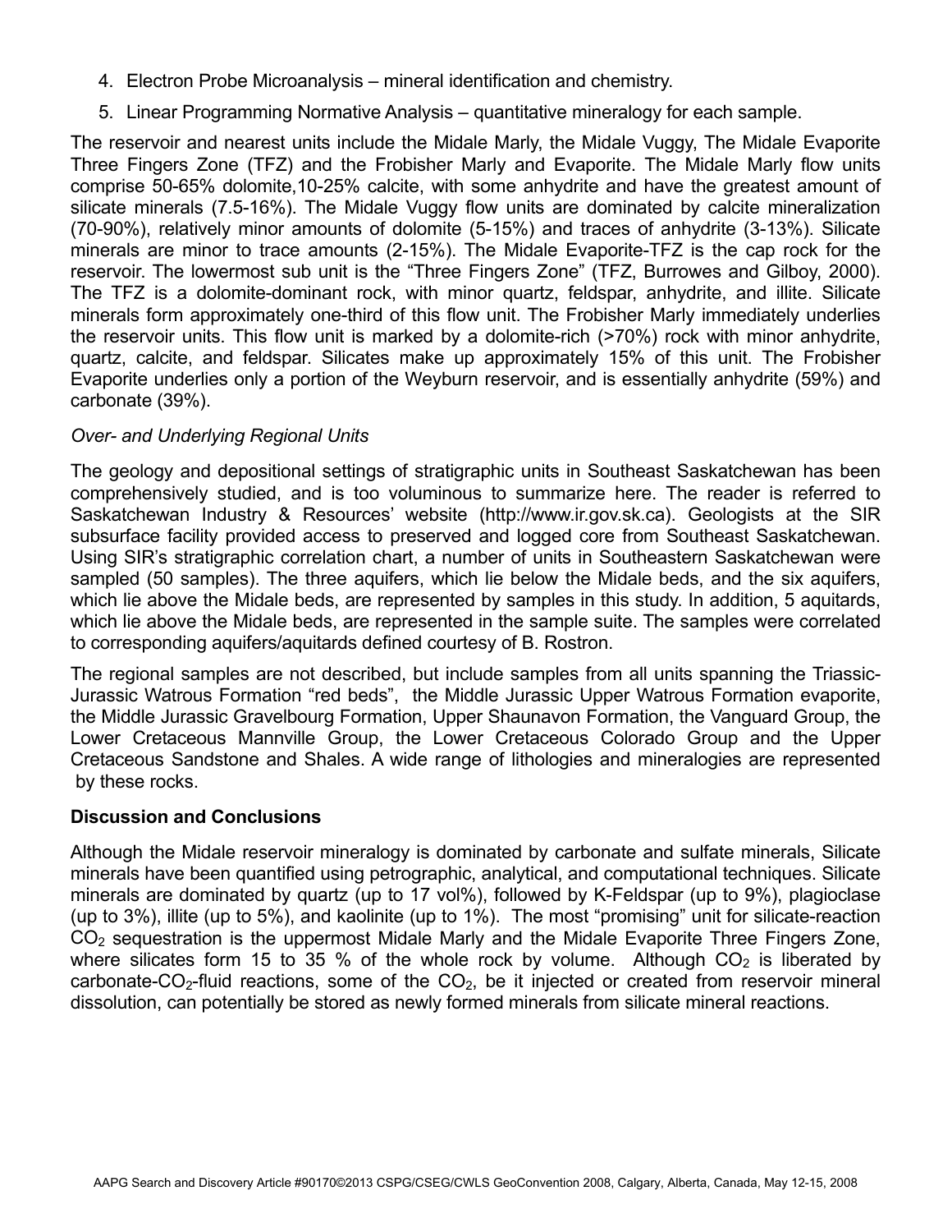4. Electron Probe Microanalysis – mineral identification and chemistry.
5. Linear Programming Normative Analysis – quantitative mineralogy for each sample.

The reservoir and nearest units include the Midale Marly, the Midale Vuggy, The Midale Evaporite Three Fingers Zone (TFZ) and the Frobisher Marly and Evaporite. The Midale Marly flow units comprise 50-65% dolomite,10-25% calcite, with some anhydrite and have the greatest amount of silicate minerals (7.5-16%). The Midale Vuggy flow units are dominated by calcite mineralization (70-90%), relatively minor amounts of dolomite (5-15%) and traces of anhydrite (3-13%). Silicate minerals are minor to trace amounts (2-15%). The Midale Evaporite-TFZ is the cap rock for the reservoir. The lowermost sub unit is the "Three Fingers Zone" (TFZ, Burrowes and Gilboy, 2000). The TFZ is a dolomite-dominant rock, with minor quartz, feldspar, anhydrite, and illite. Silicate minerals form approximately one-third of this flow unit. The Frobisher Marly immediately underlies the reservoir units. This flow unit is marked by a dolomite-rich (>70%) rock with minor anhydrite, quartz, calcite, and feldspar. Silicates make up approximately 15% of this unit. The Frobisher Evaporite underlies only a portion of the Weyburn reservoir, and is essentially anhydrite (59%) and carbonate (39%).

*Over- and Underlying Regional Units*

The geology and depositional settings of stratigraphic units in Southeast Saskatchewan has been comprehensively studied, and is too voluminous to summarize here. The reader is referred to Saskatchewan Industry & Resources' website (http://www.ir.gov.sk.ca). Geologists at the SIR subsurface facility provided access to preserved and logged core from Southeast Saskatchewan. Using SIR's stratigraphic correlation chart, a number of units in Southeastern Saskatchewan were sampled (50 samples). The three aquifers, which lie below the Midale beds, and the six aquifers, which lie above the Midale beds, are represented by samples in this study. In addition, 5 aquitards, which lie above the Midale beds, are represented in the sample suite. The samples were correlated to corresponding aquifers/aquitards defined courtesy of B. Rostron.

The regional samples are not described, but include samples from all units spanning the Triassic-Jurassic Watrous Formation "red beds", the Middle Jurassic Upper Watrous Formation evaporite, the Middle Jurassic Gravelbourg Formation, Upper Shaunavon Formation, the Vanguard Group, the Lower Cretaceous Mannville Group, the Lower Cretaceous Colorado Group and the Upper Cretaceous Sandstone and Shales. A wide range of lithologies and mineralogies are represented by these rocks.

**Discussion and Conclusions**

Although the Midale reservoir mineralogy is dominated by carbonate and sulfate minerals, Silicate minerals have been quantified using petrographic, analytical, and computational techniques. Silicate minerals are dominated by quartz (up to 17 vol%), followed by K-Feldspar (up to 9%), plagioclase (up to 3%), illite (up to 5%), and kaolinite (up to 1%). The most "promising" unit for silicate-reaction $CO_2$ sequestration is the uppermost Midale Marly and the Midale Evaporite Three Fingers Zone, where silicates form 15 to 35 % of the whole rock by volume. Although $CO_2$ is liberated by carbonate-$CO_2$-fluid reactions, some of the $CO_2$, be it injected or created from reservoir mineral dissolution, can potentially be stored as newly formed minerals from silicate mineral reactions.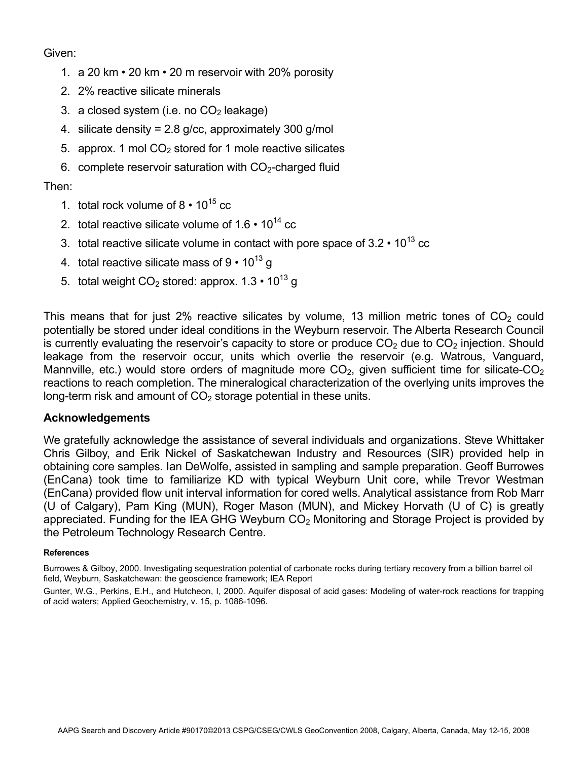Given:

1. a 20 km • 20 km • 20 m reservoir with 20% porosity
2. 2% reactive silicate minerals
3. a closed system (i.e. no $CO_2$ leakage)
4. silicate density = 2.8 g/cc, approximately 300 g/mol
5. approx. 1 mol $CO_2$ stored for 1 mole reactive silicates
6. complete reservoir saturation with $CO_2$-charged fluid

Then:

1. total rock volume of $8 \cdot 10^{15}$ cc
2. total reactive silicate volume of $1.6 \cdot 10^{14}$ cc
3. total reactive silicate volume in contact with pore space of $3.2 \cdot 10^{13}$ cc
4. total reactive silicate mass of $9 \cdot 10^{13}$ g
5. total weight $CO_2$ stored: approx. $1.3 \cdot 10^{13}$ g

This means that for just 2% reactive silicates by volume, 13 million metric tones of $CO_2$ could potentially be stored under ideal conditions in the Weyburn reservoir. The Alberta Research Council is currently evaluating the reservoir's capacity to store or produce $CO_2$ due to $CO_2$ injection. Should leakage from the reservoir occur, units which overlie the reservoir (e.g. Watrous, Vanguard, Mannville, etc.) would store orders of magnitude more $CO_2$, given sufficient time for silicate-$CO_2$ reactions to reach completion. The mineralogical characterization of the overlying units improves the long-term risk and amount of $CO_2$ storage potential in these units.

## Acknowledgements

We gratefully acknowledge the assistance of several individuals and organizations. Steve Whittaker Chris Gilboy, and Erik Nickel of Saskatchewan Industry and Resources (SIR) provided help in obtaining core samples. Ian DeWolfe, assisted in sampling and sample preparation. Geoff Burrowes (EnCana) took time to familiarize KD with typical Weyburn Unit core, while Trevor Westman (EnCana) provided flow unit interval information for cored wells. Analytical assistance from Rob Marr (U of Calgary), Pam King (MUN), Roger Mason (MUN), and Mickey Horvath (U of C) is greatly appreciated. Funding for the IEA GHG Weyburn $CO_2$ Monitoring and Storage Project is provided by the Petroleum Technology Research Centre.

#### References

Burrowes & Gilboy, 2000. Investigating sequestration potential of carbonate rocks during tertiary recovery from a billion barrel oil field, Weyburn, Saskatchewan: the geoscience framework; IEA Report

Gunter, W.G., Perkins, E.H., and Hutcheon, I, 2000. Aquifer disposal of acid gases: Modeling of water-rock reactions for trapping of acid waters; Applied Geochemistry, v. 15, p. 1086-1096.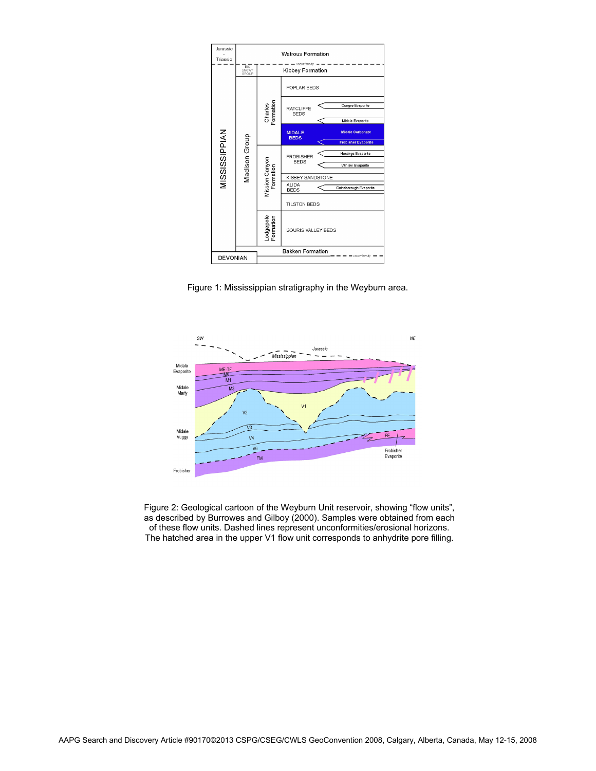Jurassic - Triassic

Watrous Formation

unconformity

BIG SNOWY GROUP

Kibbey Formation

MISSISSIPPIAN

Madison Group

Charles Formation

POPLAR BEDS

RATCLIFFE BEDS

Oungre Evaporite

Midale Evaporite

MIDALE BEDS

Midale Carbonate

Frobisher Evaporite

Mission Canyon Formation

FROBISHER BEDS

Hastings Evaporite

Winlaw Evaporite

KISBEY SANDSTONE

ALIDA BEDS

Gainsborough Evaporite

TILSTON BEDS

Lodgepole Formation

SOURIS VALLEY BEDS

Bakken Formation

unconformity

DEVONIAN

Figure 1: Mississippian stratigraphy in the Weyburn area.

SW

NE

Jurassic

Mississippian

Midale Evaporite

ME-TF

M0

M1

Midale Marly

M3

V1

V2

V3

Midale Vuggy

V4

V6

FE

FM

Frobisher Evaporite

Frobisher

Figure 2: Geological cartoon of the Weyburn Unit reservoir, showing "flow units", as described by Burrowes and Gilboy (2000). Samples were obtained from each of these flow units. Dashed lines represent unconformities/erosional horizons. The hatched area in the upper V1 flow unit corresponds to anhydrite pore filling.